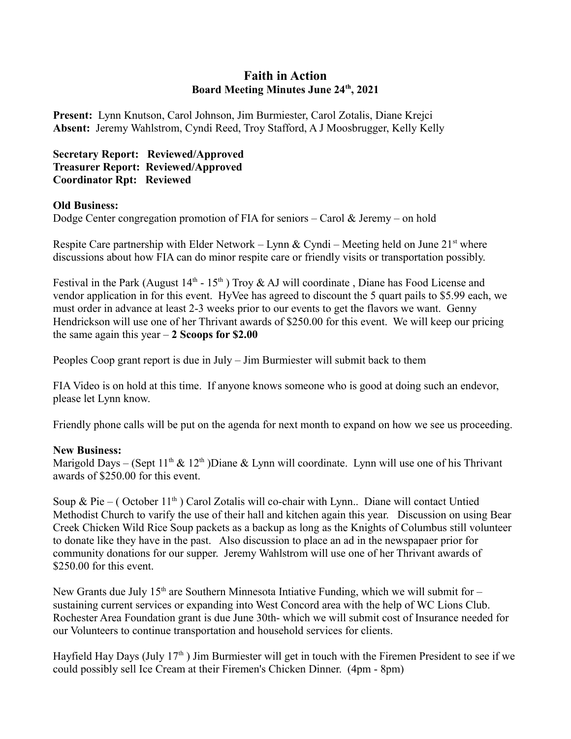# Faith in Action

## Board Meeting Minutes June 24th, 2021

**Present:** Lynn Knutson, Carol Johnson, Jim Burmiester, Carol Zotalis, Diane Krejci
**Absent:** Jeremy Wahlstrom, Cyndi Reed, Troy Stafford, A J Moosbrugger, Kelly Kelly

**Secretary Report: Reviewed/Approved**
**Treasurer Report: Reviewed/Approved**
**Coordinator Rpt: Reviewed**

**Old Business:**
Dodge Center congregation promotion of FIA for seniors – Carol & Jeremy – on hold

Respite Care partnership with Elder Network – Lynn & Cyndi – Meeting held on June 21st where discussions about how FIA can do minor respite care or friendly visits or transportation possibly.

Festival in the Park (August 14th - 15th ) Troy & AJ will coordinate , Diane has Food License and vendor application in for this event. HyVee has agreed to discount the 5 quart pails to $5.99 each, we must order in advance at least 2-3 weeks prior to our events to get the flavors we want. Genny Hendrickson will use one of her Thrivant awards of $250.00 for this event. We will keep our pricing the same again this year – **2 Scoops for $2.00**

Peoples Coop grant report is due in July – Jim Burmiester will submit back to them

FIA Video is on hold at this time. If anyone knows someone who is good at doing such an endevor, please let Lynn know.

Friendly phone calls will be put on the agenda for next month to expand on how we see us proceeding.

**New Business:**
Marigold Days – (Sept 11th & 12th )Diane & Lynn will coordinate. Lynn will use one of his Thrivant awards of $250.00 for this event.

Soup & Pie – ( October 11th ) Carol Zotalis will co-chair with Lynn.. Diane will contact Untied Methodist Church to varify the use of their hall and kitchen again this year. Discussion on using Bear Creek Chicken Wild Rice Soup packets as a backup as long as the Knights of Columbus still volunteer to donate like they have in the past. Also discussion to place an ad in the newspapaer prior for community donations for our supper. Jeremy Wahlstrom will use one of her Thrivant awards of $250.00 for this event.

New Grants due July 15th are Southern Minnesota Intiative Funding, which we will submit for – sustaining current services or expanding into West Concord area with the help of WC Lions Club. Rochester Area Foundation grant is due June 30th- which we will submit cost of Insurance needed for our Volunteers to continue transportation and household services for clients.

Hayfield Hay Days (July 17th ) Jim Burmiester will get in touch with the Firemen President to see if we could possibly sell Ice Cream at their Firemen's Chicken Dinner. (4pm - 8pm)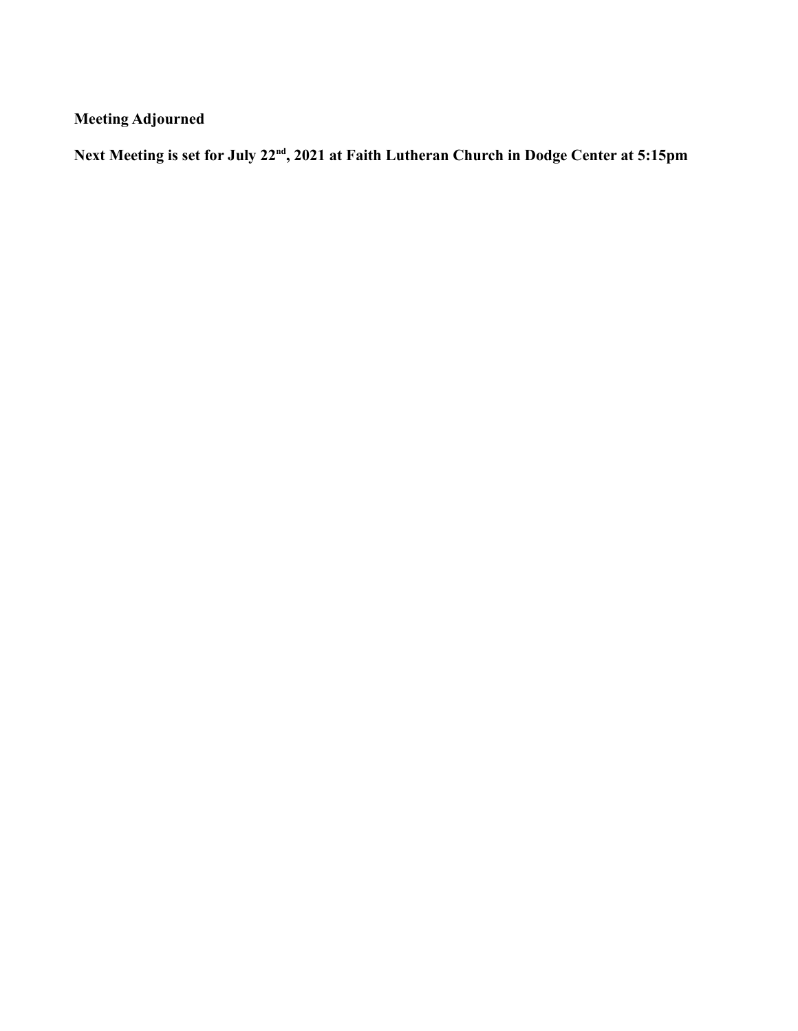**Meeting Adjourned**

**Next Meeting is set for July 22nd, 2021 at Faith Lutheran Church in Dodge Center at 5:15pm**